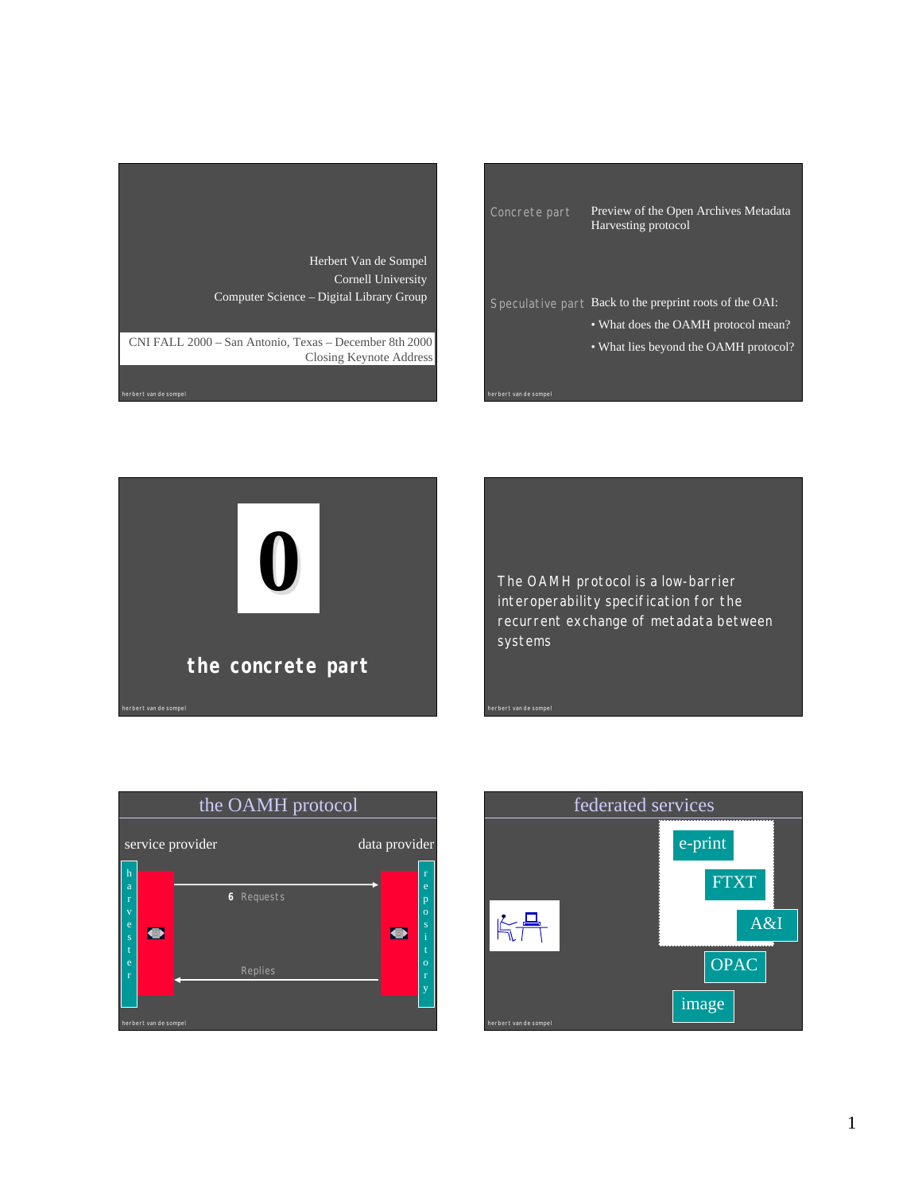Herbert Van de Sompel
Cornell University
Computer Science – Digital Library Group

CNI FALL 2000 – San Antonio, Texas – December 8th 2000
Closing Keynote Address

---

**Concrete part** — Preview of the Open Archives Metadata Harvesting protocol

**Speculative part** — Back to the preprint roots of the OAI:

- What does the OAMH protocol mean?
- What lies beyond the OAMH protocol?

---

# 0

## the concrete part

---

The OAMH protocol is a low-barrier interoperability specification for the recurrent exchange of metadata between systems

---

## the OAMH protocol

service provider — data provider

harvester — repository

6 Requests

Replies

---

## federated services

e-print

FTXT

A&I

OPAC

image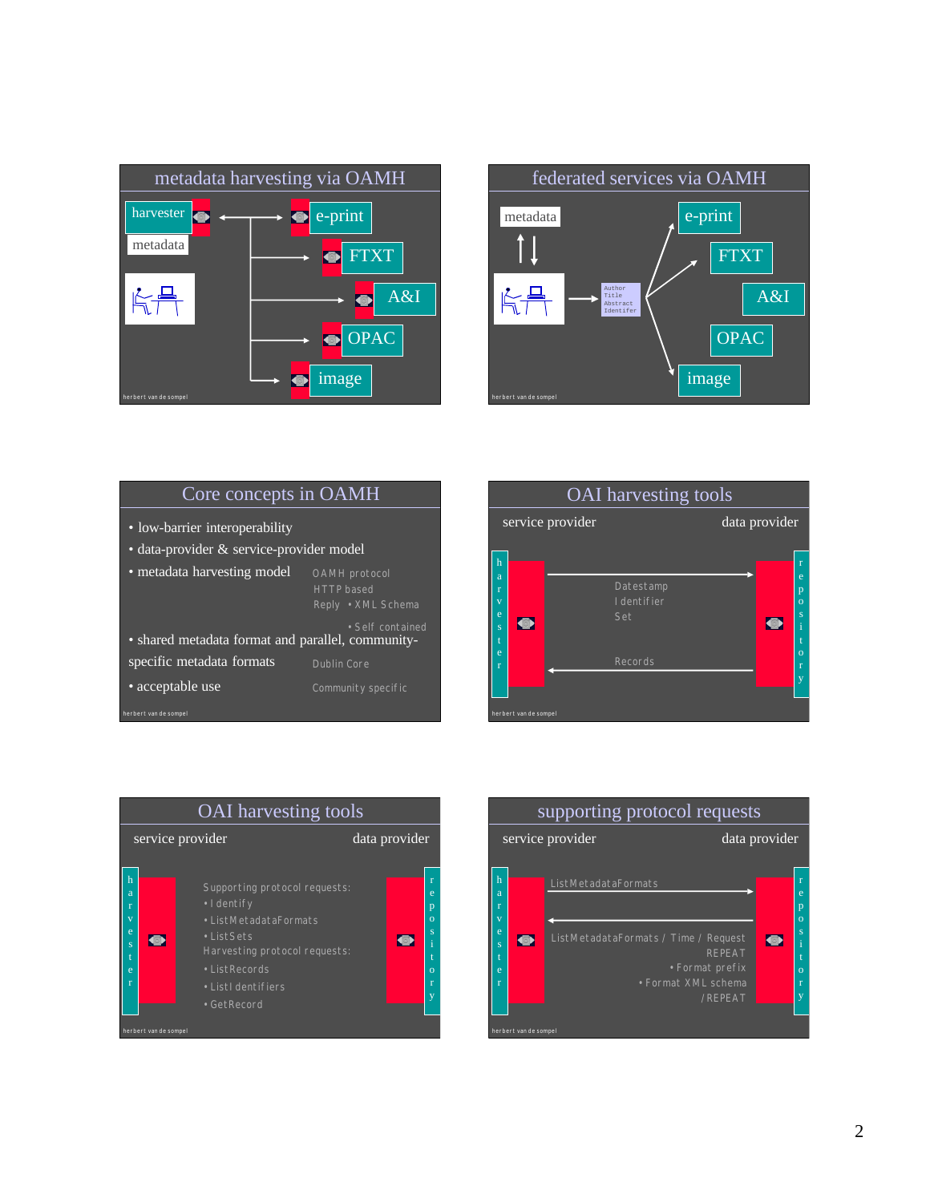## metadata harvesting via OAMH

harvester

metadata

e-print

FTXT

A&I

OPAC

image

## federated services via OAMH

metadata

Author
Title
Abstract
Identifer

e-print

FTXT

A&I

OPAC

image

## Core concepts in OAMH

- low-barrier interoperability
- data-provider & service-provider model
- metadata harvesting model
  - OAMH protocol
  - HTTP based
  - Reply • XML Schema
  - • Self contained
- shared metadata format and parallel, community-specific metadata formats
  - Dublin Core
- acceptable use
  - Community specific

## OAI harvesting tools

service provider — data provider

harvester — repository

Datestamp
Identifier
Set

Records

## OAI harvesting tools

service provider — data provider

harvester — repository

Supporting protocol requests:
- Identify
- ListMetadataFormats
- ListSets

Harvesting protocol requests:
- ListRecords
- ListIdentifiers
- GetRecord

## supporting protocol requests

service provider — data provider

harvester — repository

ListMetadataFormats

ListMetadataFormats / Time / Request
REPEAT
- Format prefix
- Format XML schema

/REPEAT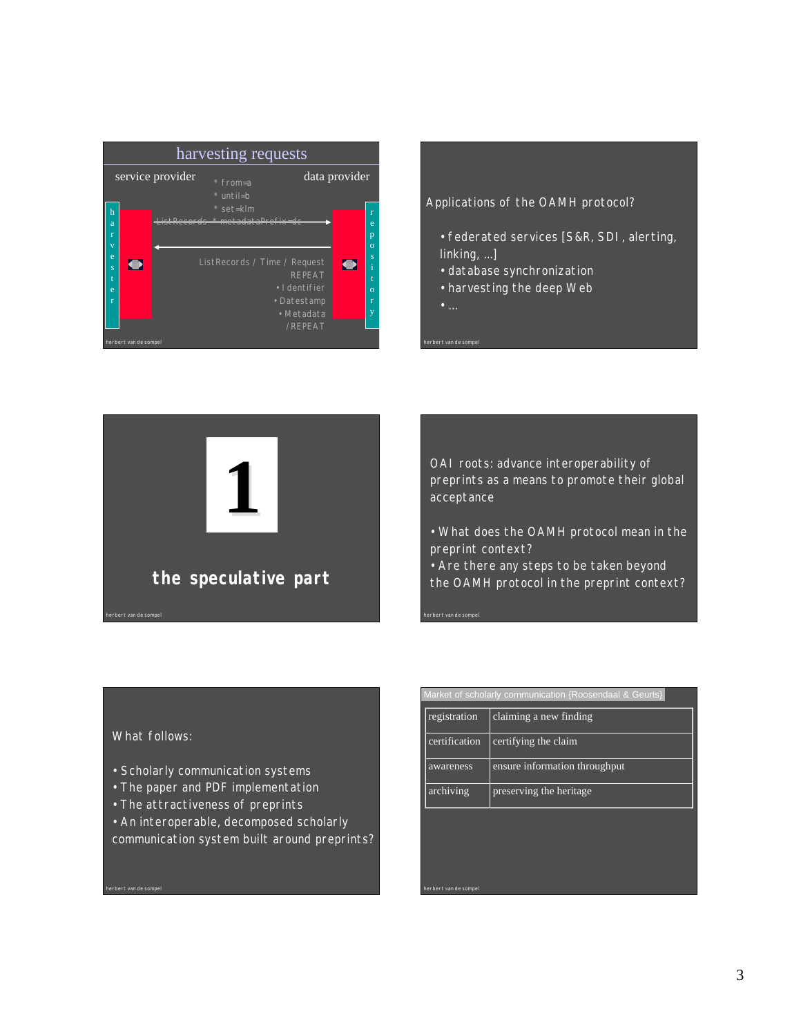## harvesting requests

service provider — data provider

harvester — repository

* from=a
* until=b
* set=klm

ListRecords * metadataPrefix=dc

ListRecords / Time / Request
REPEAT
• Identifier
• Datestamp
• Metadata
/REPEAT

---

Applications of the OAMH protocol?

- federated services [S&R, SDI, alerting, linking, …]
- database synchronization
- harvesting the deep Web
- …

---

# 1

**the speculative part**

---

OAI roots: advance interoperability of preprints as a means to promote their global acceptance

- What does the OAMH protocol mean in the preprint context?
- Are there any steps to be taken beyond the OAMH protocol in the preprint context?

---

What follows:

- Scholarly communication systems
- The paper and PDF implementation
- The attractiveness of preprints
- An interoperable, decomposed scholarly communication system built around preprints?

---

Market of scholarly communication {Roosendaal & Geurts}

| | |
|---|---|
| registration | claiming a new finding |
| certification | certifying the claim |
| awareness | ensure information throughput |
| archiving | preserving the heritage |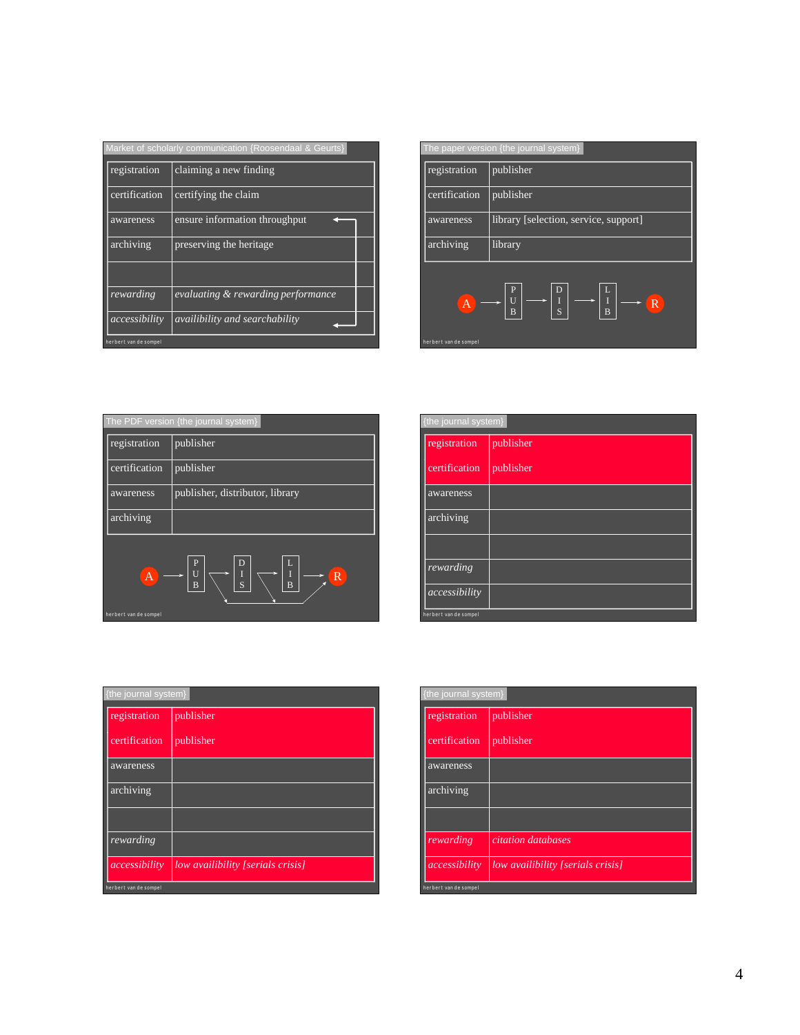## Market of scholarly communication {Roosendaal & Geurts}

| | |
|---|---|
| registration | claiming a new finding |
| certification | certifying the claim |
| awareness | ensure information throughput |
| archiving | preserving the heritage |
| | |
| *rewarding* | *evaluating & rewarding performance* |
| *accessibility* | *availibility and searchability* |

herbert van de sompel

## The paper version {the journal system}

| | |
|---|---|
| registration | publisher |
| certification | publisher |
| awareness | library [selection, service, support] |
| archiving | library |

A → PUB → DIS → LIB → R

herbert van de sompel

## The PDF version {the journal system}

| | |
|---|---|
| registration | publisher |
| certification | publisher |
| awareness | publisher, distributor, library |
| archiving | |

A → PUB → DIS → LIB → R

herbert van de sompel

## {the journal system}

| | |
|---|---|
| registration | publisher |
| certification | publisher |
| awareness | |
| archiving | |
| | |
| *rewarding* | |
| *accessibility* | |

herbert van de sompel

## {the journal system}

| | |
|---|---|
| registration | publisher |
| certification | publisher |
| awareness | |
| archiving | |
| | |
| *rewarding* | |
| *accessibility* | *low availibility [serials crisis]* |

herbert van de sompel

## {the journal system}

| | |
|---|---|
| registration | publisher |
| certification | publisher |
| awareness | |
| archiving | |
| | |
| *rewarding* | *citation databases* |
| *accessibility* | *low availibility [serials crisis]* |

herbert van de sompel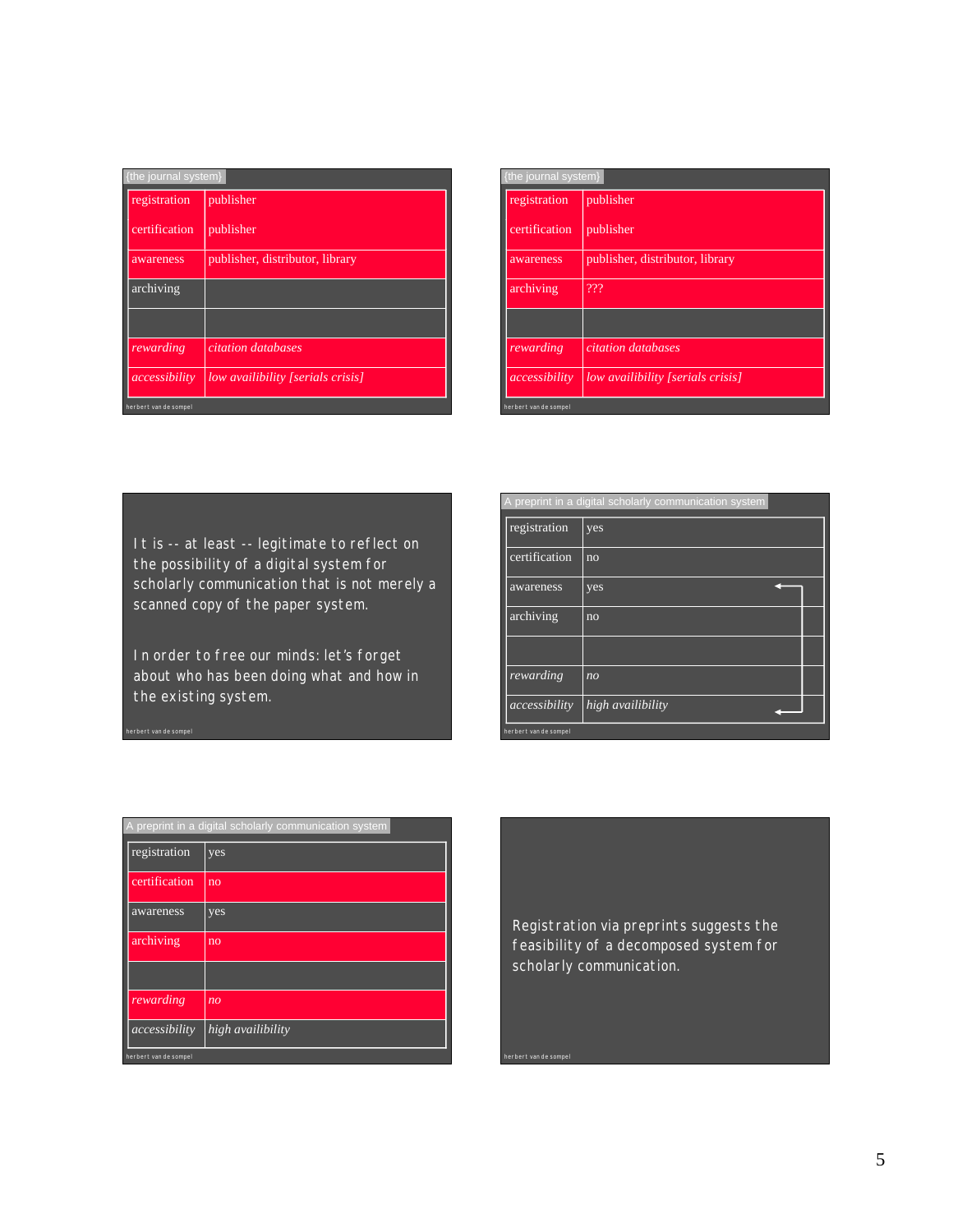{the journal system}

| registration | publisher |
|---|---|
| certification | publisher |
| awareness | publisher, distributor, library |
| archiving | |
| | |
| *rewarding* | *citation databases* |
| *accessibility* | *low availibility [serials crisis]* |

{the journal system}

| registration | publisher |
|---|---|
| certification | publisher |
| awareness | publisher, distributor, library |
| archiving | ??? |
| | |
| *rewarding* | *citation databases* |
| *accessibility* | *low availibility [serials crisis]* |

It is -- at least -- legitimate to reflect on the possibility of a digital system for scholarly communication that is not merely a scanned copy of the paper system.

In order to free our minds: let's forget about who has been doing what and how in the existing system.

A preprint in a digital scholarly communication system

| registration | yes |
|---|---|
| certification | no |
| awareness | yes |
| archiving | no |
| | |
| *rewarding* | *no* |
| *accessibility* | *high availibility* |

A preprint in a digital scholarly communication system

| registration | yes |
|---|---|
| certification | no |
| awareness | yes |
| archiving | no |
| | |
| *rewarding* | *no* |
| *accessibility* | *high availibility* |

Registration via preprints suggests the feasibility of a decomposed system for scholarly communication.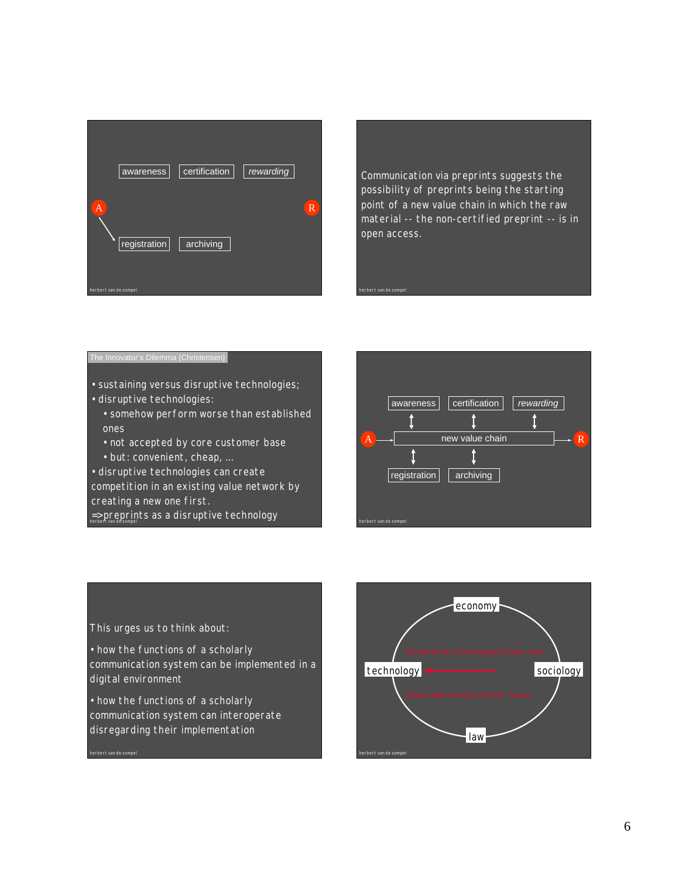awareness | certification | *rewarding*

A → registration | archiving    R

---

Communication via preprints suggests the possibility of preprints being the starting point of a new value chain in which the raw material -- the non-certified preprint -- is in open access.

---

The Innovator's Dilemma {Christensen}

- sustaining versus disruptive technologies;
- disruptive technologies:
  - somehow perform worse than established ones
  - not accepted by core customer base
  - but: convenient, cheap, ...
- disruptive technologies can create competition in an existing value network by creating a new one first.

=> preprints as a disruptive technology

---

awareness | certification | *rewarding*

A → new value chain → R

registration | archiving

---

This urges us to think about:

- how the functions of a scholarly communication system can be implemented in a digital environment
- how the functions of a scholarly communication system can interoperate disregarding their implementation

---

economy

technology ← sociology

law

establishing a technological basis that allows addressing the other issues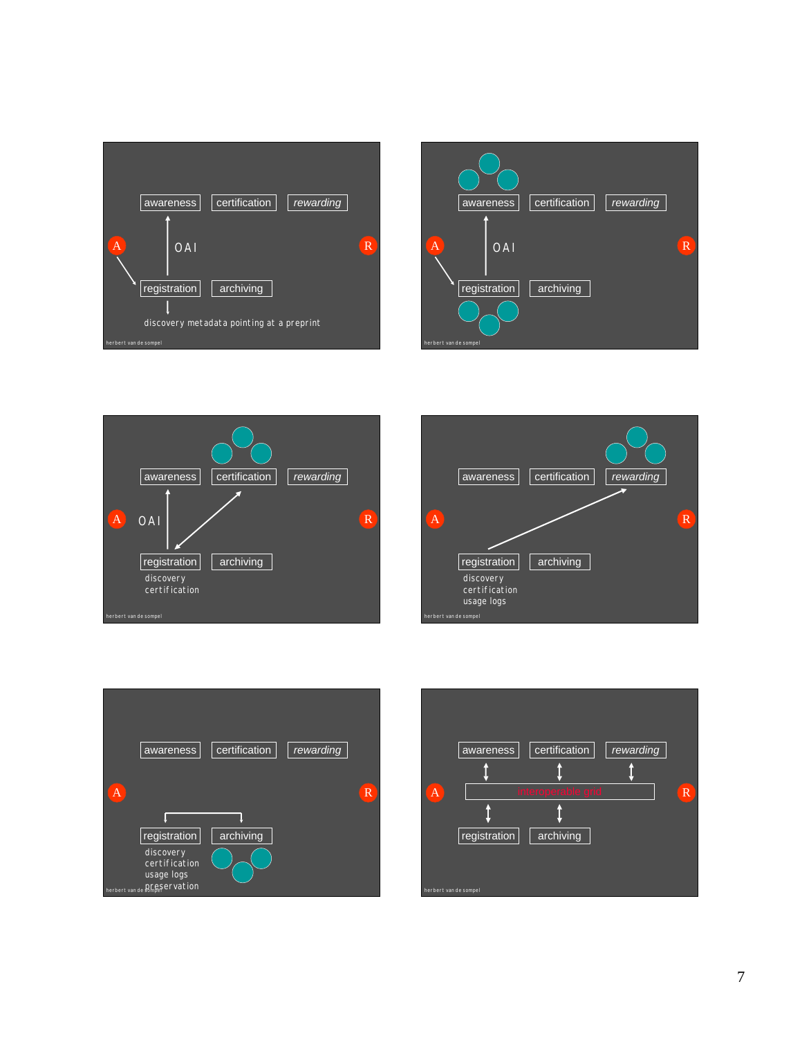awareness certification *rewarding*

A OAI R

registration archiving

discovery metadata pointing at a preprint

herbert van de sompel

---

awareness certification *rewarding*

A OAI R

registration archiving

herbert van de sompel

---

awareness certification *rewarding*

A OAI R

registration archiving

discovery
certification

herbert van de sompel

---

awareness certification *rewarding*

A R

registration archiving

discovery
certification
usage logs

herbert van de sompel

---

awareness certification *rewarding*

A R

registration archiving

discovery
certification
usage logs
preservation

herbert van de sompel

---

awareness certification *rewarding*

A Interoperable grid R

registration archiving

herbert van de sompel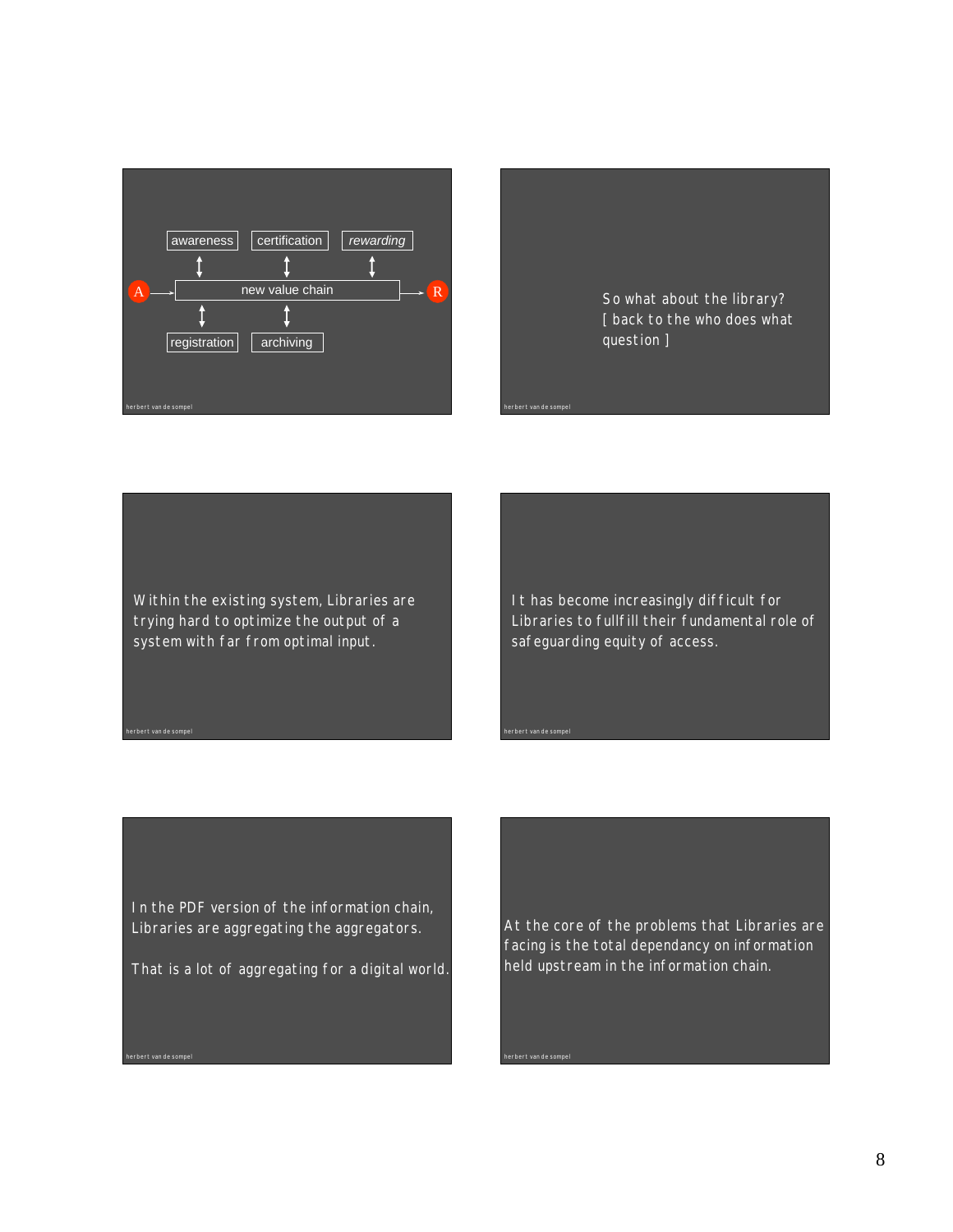awareness | certification | *rewarding*

A → new value chain → R

registration | archiving

---

So what about the library?
[ back to the who does what question ]

---

Within the existing system, Libraries are trying hard to optimize the output of a system with far from optimal input.

---

It has become increasingly difficult for Libraries to fullfill their fundamental role of safeguarding equity of access.

---

In the PDF version of the information chain, Libraries are aggregating the aggregators.

That is a lot of aggregating for a digital world.

---

At the core of the problems that Libraries are facing is the total dependancy on information held upstream in the information chain.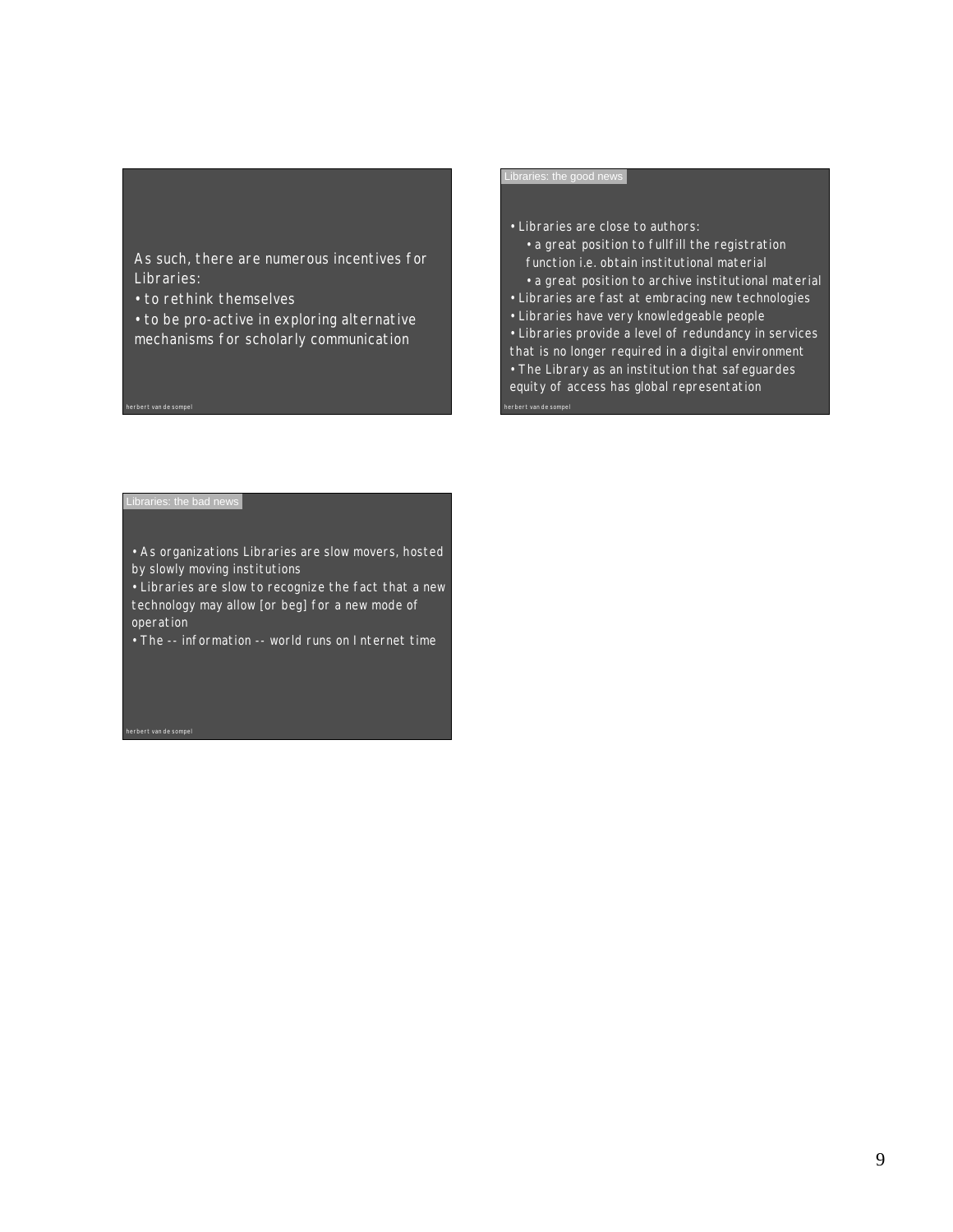As such, there are numerous incentives for Libraries:

- to rethink themselves
- to be pro-active in exploring alternative mechanisms for scholarly communication

## Libraries: the good news

- Libraries are close to authors:
  - a great position to fullfill the registration function i.e. obtain institutional material
  - a great position to archive institutional material
- Libraries are fast at embracing new technologies
- Libraries have very knowledgeable people
- Libraries provide a level of redundancy in services that is no longer required in a digital environment
- The Library as an institution that safeguardes equity of access has global representation

## Libraries: the bad news

- As organizations Libraries are slow movers, hosted by slowly moving institutions
- Libraries are slow to recognize the fact that a new technology may allow [or beg] for a new mode of operation
- The -- information -- world runs on Internet time